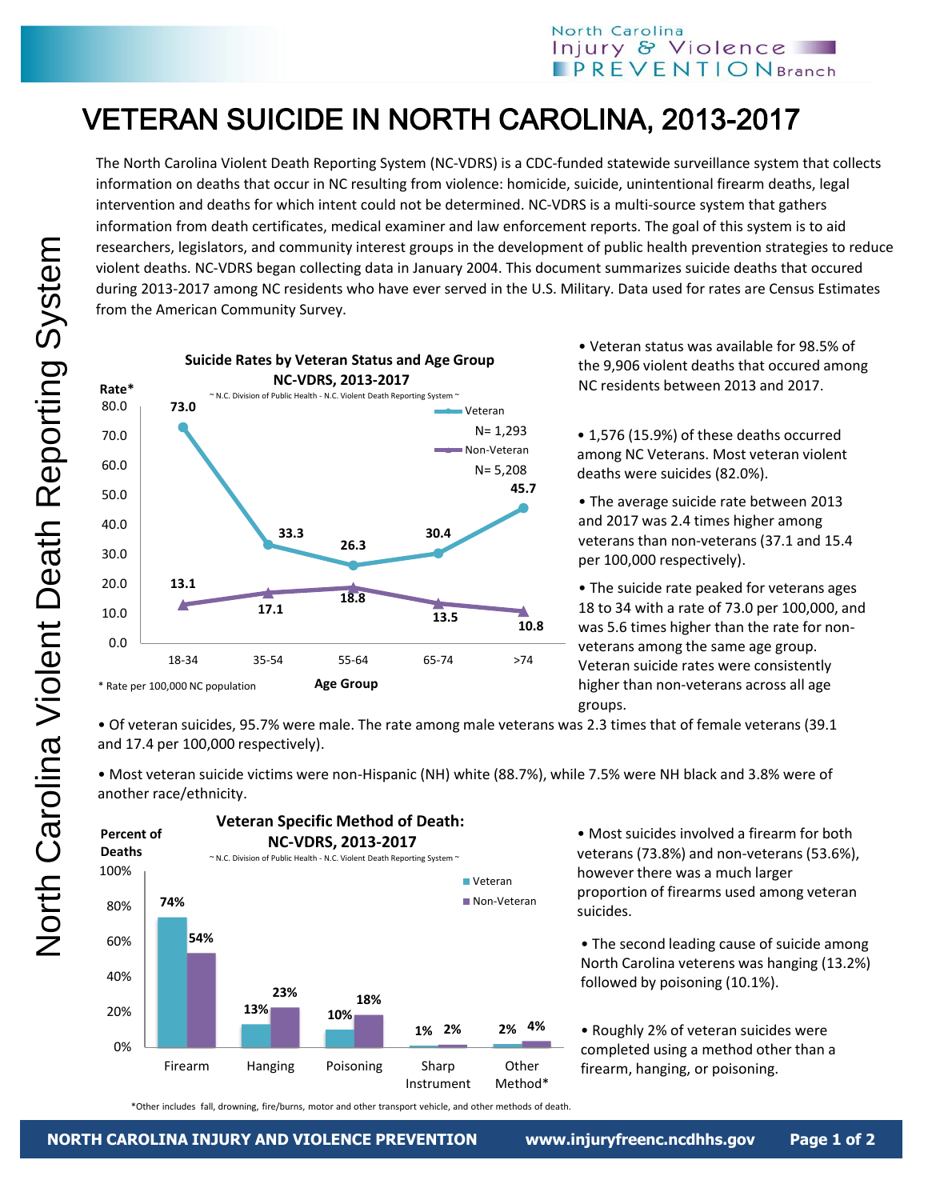# VETERAN SUICIDE IN NORTH CAROLINA, 2013-2017

The North Carolina Violent Death Reporting System (NC-VDRS) is a CDC-funded statewide surveillance system that collects information on deaths that occur in NC resulting from violence: homicide, suicide, unintentional firearm deaths, legal intervention and deaths for which intent could not be determined. NC-VDRS is a multi-source system that gathers information from death certificates, medical examiner and law enforcement reports. The goal of this system is to aid researchers, legislators, and community interest groups in the development of public health prevention strategies to reduce violent deaths. NC-VDRS began collecting data in January 2004. This document summarizes suicide deaths that occured during 2013-2017 among NC residents who have ever served in the U.S. Military. Data used for rates are Census Estimates from the American Community Survey.

**Suicide Rates by Veteran Status and Age Group NC-VDRS, 2013-2017**

~ N.C. Division of Public Health - N.C. Violent Death Reporting System ~

| Age Group | Veteran (N= 1,293) | Non-Veteran (N= 5,208) |
|---|---|---|
| 18-34 | 73.0 | 13.1 |
| 35-54 | 33.3 | 17.1 |
| 55-64 | 26.3 | 18.8 |
| 65-74 | 30.4 | 13.5 |
| >74 | 45.7 | 10.8 |

\* Rate per 100,000 NC population

- Veteran status was available for 98.5% of the 9,906 violent deaths that occured among NC residents between 2013 and 2017.
- 1,576 (15.9%) of these deaths occurred among NC Veterans. Most veteran violent deaths were suicides (82.0%).
- The average suicide rate between 2013 and 2017 was 2.4 times higher among veterans than non-veterans (37.1 and 15.4 per 100,000 respectively).
- The suicide rate peaked for veterans ages 18 to 34 with a rate of 73.0 per 100,000, and was 5.6 times higher than the rate for non-veterans among the same age group. Veteran suicide rates were consistently higher than non-veterans across all age groups.
- Of veteran suicides, 95.7% were male. The rate among male veterans was 2.3 times that of female veterans (39.1 and 17.4 per 100,000 respectively).
- Most veteran suicide victims were non-Hispanic (NH) white (88.7%), while 7.5% were NH black and 3.8% were of another race/ethnicity.

**Veteran Specific Method of Death: NC-VDRS, 2013-2017**

~ N.C. Division of Public Health - N.C. Violent Death Reporting System ~

| Method | Veteran | Non-Veteran |
|---|---|---|
| Firearm | 74% | 54% |
| Hanging | 13% | 23% |
| Poisoning | 10% | 18% |
| Sharp Instrument | 1% | 2% |
| Other Method* | 2% | 4% |

\*Other includes fall, drowning, fire/burns, motor and other transport vehicle, and other methods of death.

- Most suicides involved a firearm for both veterans (73.8%) and non-veterans (53.6%), however there was a much larger proportion of firearms used among veteran suicides.
- The second leading cause of suicide among North Carolina veterens was hanging (13.2%) followed by poisoning (10.1%).
- Roughly 2% of veteran suicides were completed using a method other than a firearm, hanging, or poisoning.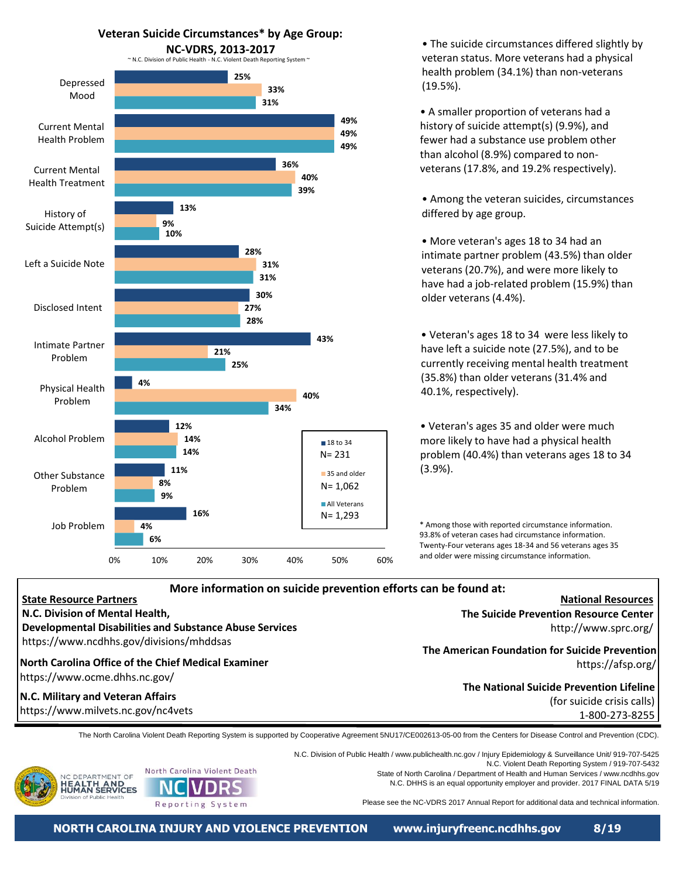## Veteran Suicide Circumstances* by Age Group: NC-VDRS, 2013-2017

~ N.C. Division of Public Health - N.C. Violent Death Reporting System ~

Depressed Mood: 25%, 33%, 31%

Current Mental Health Problem: 49%, 49%, 49%

Current Mental Health Treatment: 36%, 40%, 39%

History of Suicide Attempt(s): 13%, 9%, 10%

Left a Suicide Note: 28%, 31%, 31%

Disclosed Intent: 30%, 27%, 28%

Intimate Partner Problem: 43%, 21%, 25%

Physical Health Problem: 4%, 40%, 34%

Alcohol Problem: 12%, 14%, 14%

Other Substance Problem: 11%, 8%, 9%

Job Problem: 16%, 4%, 6%

0% 10% 20% 30% 40% 50% 60%

18 to 34 N= 231
35 and older N= 1,062
All Veterans N= 1,293

- The suicide circumstances differed slightly by veteran status. More veterans had a physical health problem (34.1%) than non-veterans (19.5%).
- A smaller proportion of veterans had a history of suicide attempt(s) (9.9%), and fewer had a substance use problem other than alcohol (8.9%) compared to non-veterans (17.8%, and 19.2% respectively).
- Among the veteran suicides, circumstances differed by age group.
- More veteran's ages 18 to 34 had an intimate partner problem (43.5%) than older veterans (20.7%), and were more likely to have had a job-related problem (15.9%) than older veterans (4.4%).
- Veteran's ages 18 to 34 were less likely to have left a suicide note (27.5%), and to be currently receiving mental health treatment (35.8%) than older veterans (31.4% and 40.1%, respectively).
- Veteran's ages 35 and older were much more likely to have had a physical health problem (40.4%) than veterans ages 18 to 34 (3.9%).

* Among those with reported circumstance information. 93.8% of veteran cases had circumstance information. Twenty-Four veterans ages 18-34 and 56 veterans ages 35 and older were missing circumstance information.

### More information on suicide prevention efforts can be found at:

**State Resource Partners**

**N.C. Division of Mental Health, Developmental Disabilities and Substance Abuse Services**
https://www.ncdhhs.gov/divisions/mhddsas

**North Carolina Office of the Chief Medical Examiner**
https://www.ocme.dhhs.nc.gov/

**N.C. Military and Veteran Affairs**
https://www.milvets.nc.gov/nc4vets

**National Resources**

**The Suicide Prevention Resource Center**
http://www.sprc.org/

**The American Foundation for Suicide Prevention**
https://afsp.org/

**The National Suicide Prevention Lifeline**
(for suicide crisis calls)
1-800-273-8255

The North Carolina Violent Death Reporting System is supported by Cooperative Agreement 5NU17/CE002613-05-00 from the Centers for Disease Control and Prevention (CDC).

N.C. Division of Public Health / www.publichealth.nc.gov / Injury Epidemiology & Surveillance Unit/ 919-707-5425
N.C. Violent Death Reporting System / 919-707-5432
State of North Carolina / Department of Health and Human Services / www.ncdhhs.gov
N.C. DHHS is an equal opportunity employer and provider. 2017 FINAL DATA 5/19

Please see the NC-VDRS 2017 Annual Report for additional data and technical information.

NC DEPARTMENT OF HEALTH AND HUMAN SERVICES Division of Public Health

North Carolina Violent Death NC VDRS Reporting System

NORTH CAROLINA INJURY AND VIOLENCE PREVENTION www.injuryfreenc.ncdhhs.gov 8/19